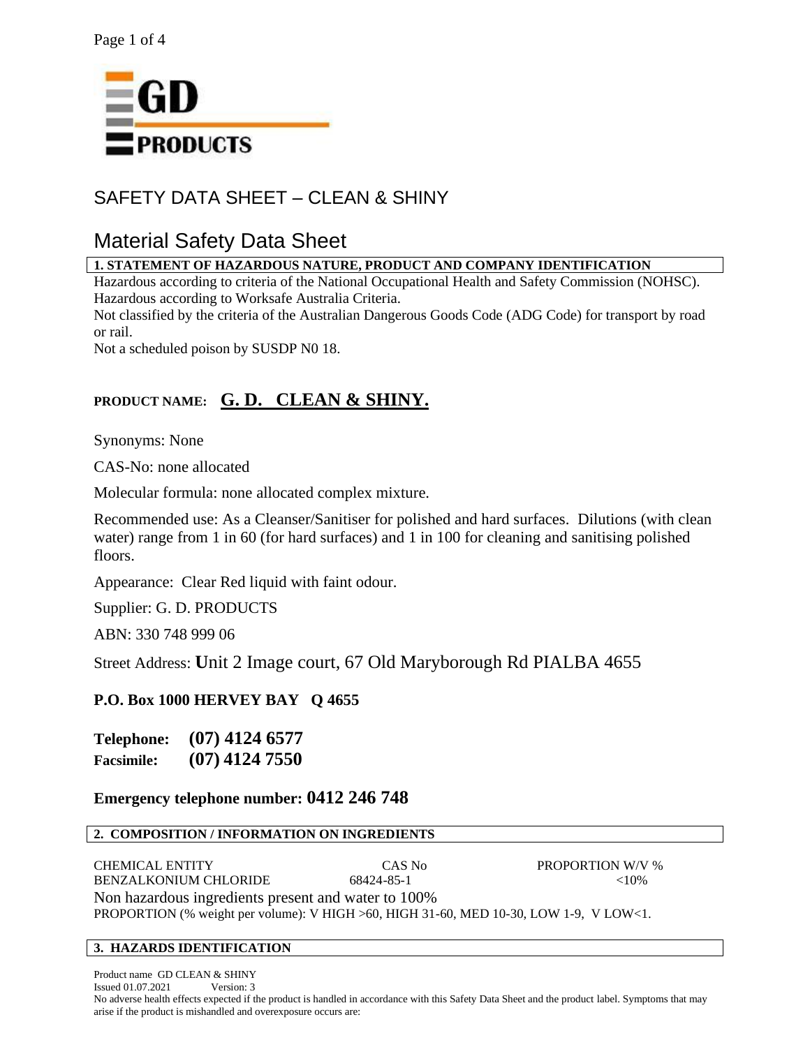**GD PRODUCTS**

# SAFETY DATA SHEET – CLEAN & SHINY

## Material Safety Data Sheet

### 1. STATEMENT OF HAZARDOUS NATURE, PRODUCT AND COMPANY IDENTIFICATION

Hazardous according to criteria of the National Occupational Health and Safety Commission (NOHSC).
Hazardous according to Worksafe Australia Criteria.
Not classified by the criteria of the Australian Dangerous Goods Code (ADG Code) for transport by road or rail.
Not a scheduled poison by SUSDP N0 18.

**PRODUCT NAME:** **G. D. CLEAN & SHINY.**

Synonyms: None

CAS-No: none allocated

Molecular formula: none allocated complex mixture.

Recommended use: As a Cleanser/Sanitiser for polished and hard surfaces. Dilutions (with clean water) range from 1 in 60 (for hard surfaces) and 1 in 100 for cleaning and sanitising polished floors.

Appearance: Clear Red liquid with faint odour.

Supplier: G. D. PRODUCTS

ABN: 330 748 999 06

Street Address: Unit 2 Image court, 67 Old Maryborough Rd PIALBA 4655

**P.O. Box 1000 HERVEY BAY Q 4655**

**Telephone: (07) 4124 6577**
**Facsimile: (07) 4124 7550**

**Emergency telephone number: 0412 246 748**

### 2. COMPOSITION / INFORMATION ON INGREDIENTS

| CHEMICAL ENTITY | CAS No | PROPORTION W/V % |
|---|---|---|
| BENZALKONIUM CHLORIDE | 68424-85-1 | <10% |

Non hazardous ingredients present and water to 100%
PROPORTION (% weight per volume): V HIGH >60, HIGH 31-60, MED 10-30, LOW 1-9, V LOW<1.

### 3. HAZARDS IDENTIFICATION

Product name GD CLEAN & SHINY
Issued 01.07.2021 Version: 3
No adverse health effects expected if the product is handled in accordance with this Safety Data Sheet and the product label. Symptoms that may arise if the product is mishandled and overexposure occurs are: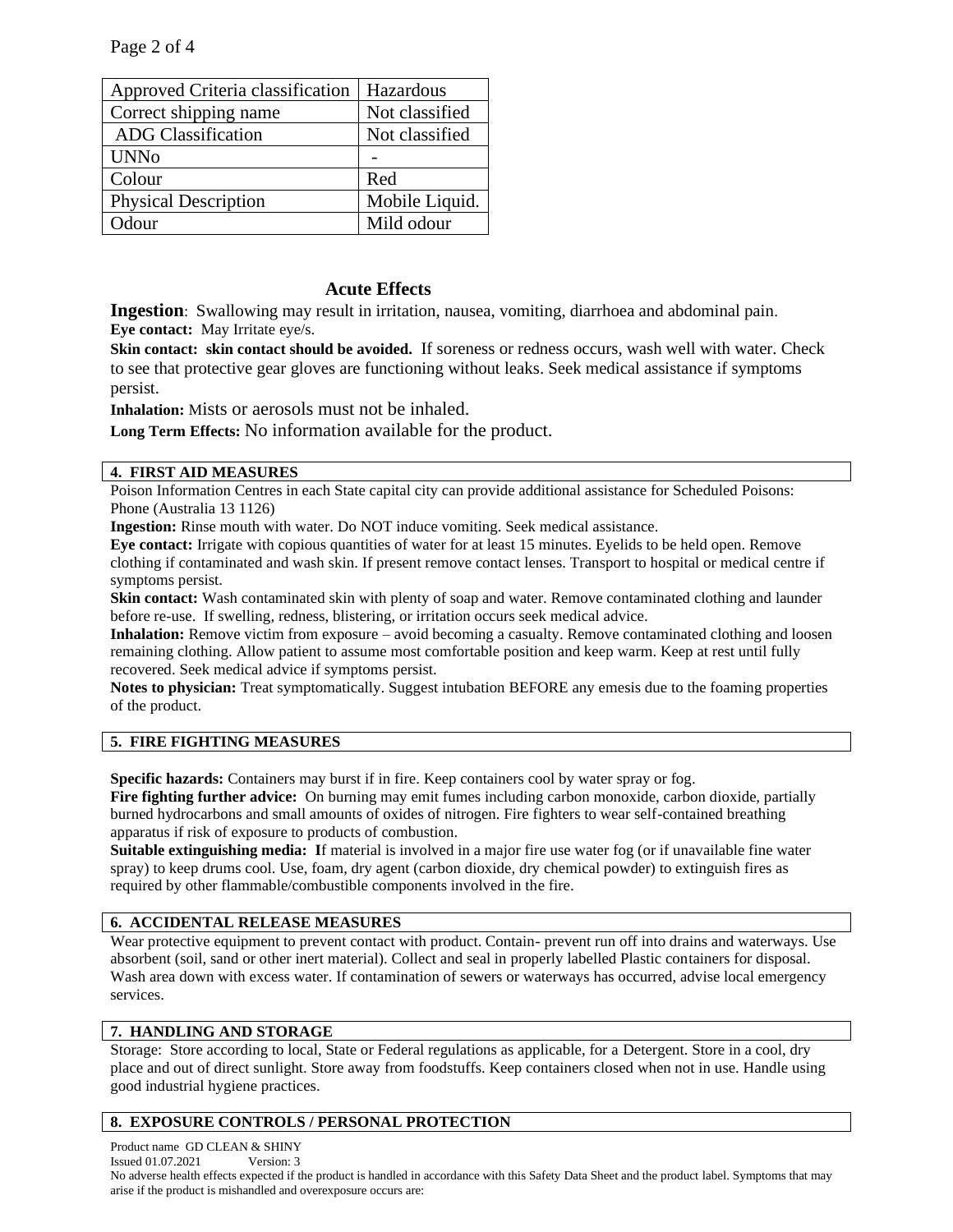| Approved Criteria classification | Hazardous |
| --- | --- |
| Correct shipping name | Not classified |
| ADG Classification | Not classified |
| UNNo | - |
| Colour | Red |
| Physical Description | Mobile Liquid. |
| Odour | Mild odour |

### Acute Effects

**Ingestion**: Swallowing may result in irritation, nausea, vomiting, diarrhoea and abdominal pain.
**Eye contact:** May Irritate eye/s.
**Skin contact: skin contact should be avoided.** If soreness or redness occurs, wash well with water. Check to see that protective gear gloves are functioning without leaks. Seek medical assistance if symptoms persist.
**Inhalation:** Mists or aerosols must not be inhaled.
**Long Term Effects:** No information available for the product.

## 4. FIRST AID MEASURES

Poison Information Centres in each State capital city can provide additional assistance for Scheduled Poisons: Phone (Australia 13 1126)
**Ingestion:** Rinse mouth with water. Do NOT induce vomiting. Seek medical assistance.
**Eye contact:** Irrigate with copious quantities of water for at least 15 minutes. Eyelids to be held open. Remove clothing if contaminated and wash skin. If present remove contact lenses. Transport to hospital or medical centre if symptoms persist.
**Skin contact:** Wash contaminated skin with plenty of soap and water. Remove contaminated clothing and launder before re-use. If swelling, redness, blistering, or irritation occurs seek medical advice.
**Inhalation:** Remove victim from exposure – avoid becoming a casualty. Remove contaminated clothing and loosen remaining clothing. Allow patient to assume most comfortable position and keep warm. Keep at rest until fully recovered. Seek medical advice if symptoms persist.
**Notes to physician:** Treat symptomatically. Suggest intubation BEFORE any emesis due to the foaming properties of the product.

## 5. FIRE FIGHTING MEASURES

**Specific hazards:** Containers may burst if in fire. Keep containers cool by water spray or fog.
**Fire fighting further advice:** On burning may emit fumes including carbon monoxide, carbon dioxide, partially burned hydrocarbons and small amounts of oxides of nitrogen. Fire fighters to wear self-contained breathing apparatus if risk of exposure to products of combustion.
**Suitable extinguishing media: I**f material is involved in a major fire use water fog (or if unavailable fine water spray) to keep drums cool. Use, foam, dry agent (carbon dioxide, dry chemical powder) to extinguish fires as required by other flammable/combustible components involved in the fire.

## 6. ACCIDENTAL RELEASE MEASURES

Wear protective equipment to prevent contact with product. Contain- prevent run off into drains and waterways. Use absorbent (soil, sand or other inert material). Collect and seal in properly labelled Plastic containers for disposal. Wash area down with excess water. If contamination of sewers or waterways has occurred, advise local emergency services.

## 7. HANDLING AND STORAGE

Storage: Store according to local, State or Federal regulations as applicable, for a Detergent. Store in a cool, dry place and out of direct sunlight. Store away from foodstuffs. Keep containers closed when not in use. Handle using good industrial hygiene practices.

## 8. EXPOSURE CONTROLS / PERSONAL PROTECTION

Product name GD CLEAN & SHINY
Issued 01.07.2021 Version: 3
No adverse health effects expected if the product is handled in accordance with this Safety Data Sheet and the product label. Symptoms that may arise if the product is mishandled and overexposure occurs are: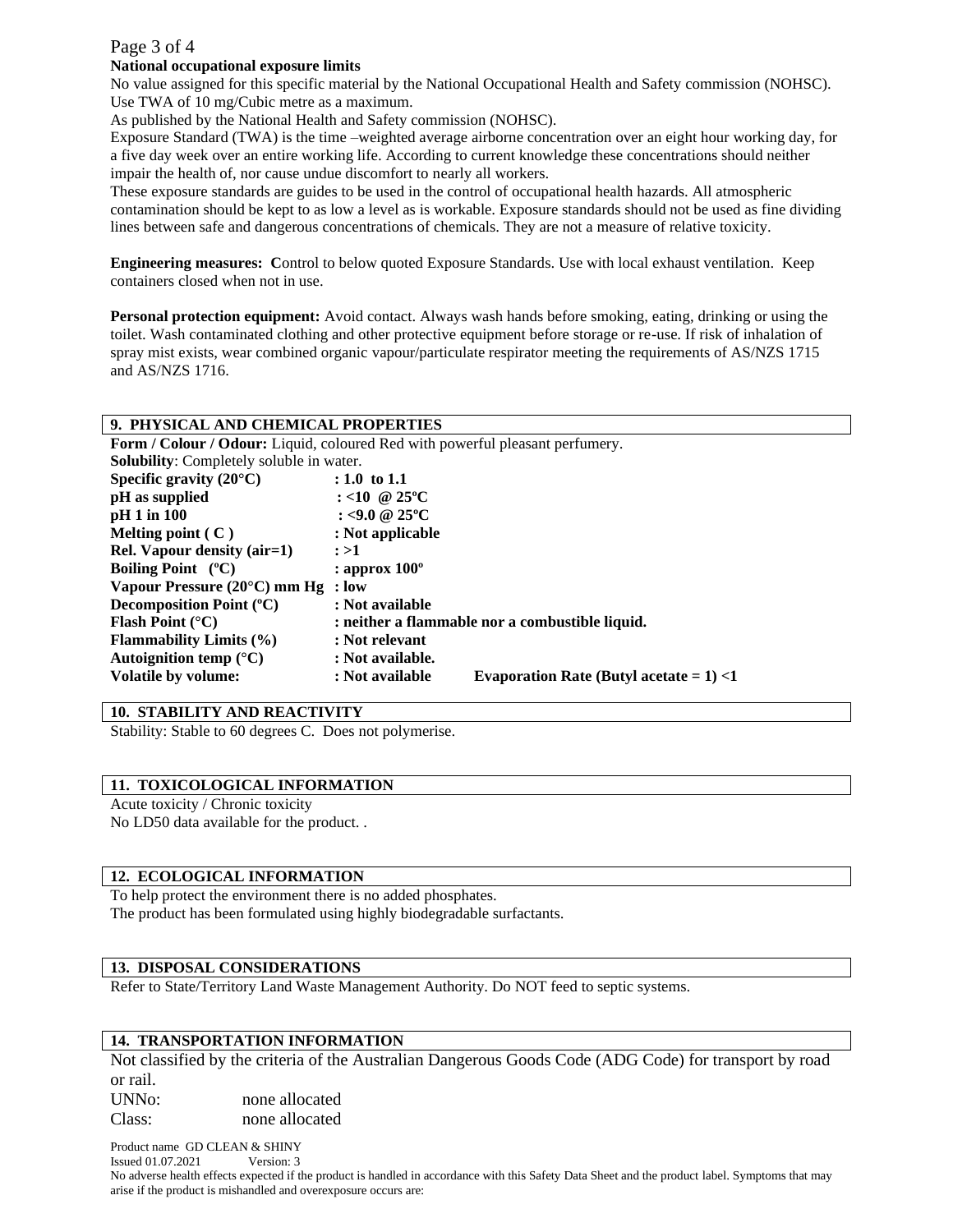**National occupational exposure limits**

No value assigned for this specific material by the National Occupational Health and Safety commission (NOHSC). Use TWA of 10 mg/Cubic metre as a maximum.

As published by the National Health and Safety commission (NOHSC).

Exposure Standard (TWA) is the time –weighted average airborne concentration over an eight hour working day, for a five day week over an entire working life. According to current knowledge these concentrations should neither impair the health of, nor cause undue discomfort to nearly all workers.

These exposure standards are guides to be used in the control of occupational health hazards. All atmospheric contamination should be kept to as low a level as is workable. Exposure standards should not be used as fine dividing lines between safe and dangerous concentrations of chemicals. They are not a measure of relative toxicity.

**Engineering measures: C**ontrol to below quoted Exposure Standards. Use with local exhaust ventilation. Keep containers closed when not in use.

**Personal protection equipment:** Avoid contact. Always wash hands before smoking, eating, drinking or using the toilet. Wash contaminated clothing and other protective equipment before storage or re-use. If risk of inhalation of spray mist exists, wear combined organic vapour/particulate respirator meeting the requirements of AS/NZS 1715 and AS/NZS 1716.

## 9. PHYSICAL AND CHEMICAL PROPERTIES

**Form / Colour / Odour:** Liquid, coloured Red with powerful pleasant perfumery.

**Solubility**: Completely soluble in water.

| | | |
|---|---|---|
| **Specific gravity (20°C)** | **: 1.0 to 1.1** | |
| **pH as supplied** | **: <10 @ 25ºC** | |
| **pH 1 in 100** | **: <9.0 @ 25ºC** | |
| **Melting point ( C )** | **: Not applicable** | |
| **Rel. Vapour density (air=1)** | **: >1** | |
| **Boiling Point (ºC)** | **: approx 100º** | |
| **Vapour Pressure (20°C) mm Hg** | **: low** | |
| **Decomposition Point (ºC)** | **: Not available** | |
| **Flash Point (°C)** | **: neither a flammable nor a combustible liquid.** | |
| **Flammability Limits (%)** | **: Not relevant** | |
| **Autoignition temp (°C)** | **: Not available.** | |
| **Volatile by volume:** | **: Not available** | **Evaporation Rate (Butyl acetate = 1) <1** |

## 10. STABILITY AND REACTIVITY

Stability: Stable to 60 degrees C. Does not polymerise.

## 11. TOXICOLOGICAL INFORMATION

Acute toxicity / Chronic toxicity

No LD50 data available for the product. .

## 12. ECOLOGICAL INFORMATION

To help protect the environment there is no added phosphates.

The product has been formulated using highly biodegradable surfactants.

## 13. DISPOSAL CONSIDERATIONS

Refer to State/Territory Land Waste Management Authority. Do NOT feed to septic systems.

## 14. TRANSPORTATION INFORMATION

Not classified by the criteria of the Australian Dangerous Goods Code (ADG Code) for transport by road or rail.

UNNo: none allocated

Class: none allocated

Product name GD CLEAN & SHINY
Issued 01.07.2021 Version: 3
No adverse health effects expected if the product is handled in accordance with this Safety Data Sheet and the product label. Symptoms that may arise if the product is mishandled and overexposure occurs are: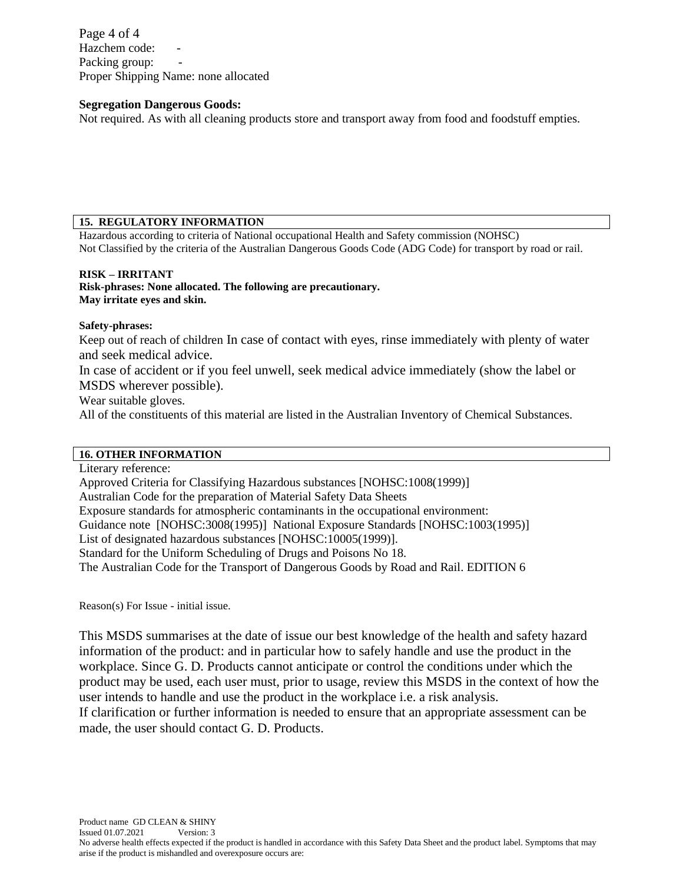Hazchem code: -
Packing group: -
Proper Shipping Name: none allocated

**Segregation Dangerous Goods:**
Not required. As with all cleaning products store and transport away from food and foodstuff empties.

## 15. REGULATORY INFORMATION

Hazardous according to criteria of National occupational Health and Safety commission (NOHSC)
Not Classified by the criteria of the Australian Dangerous Goods Code (ADG Code) for transport by road or rail.

**RISK – IRRITANT**
**Risk-phrases: None allocated. The following are precautionary.**
**May irritate eyes and skin.**

**Safety-phrases:**

Keep out of reach of children In case of contact with eyes, rinse immediately with plenty of water and seek medical advice.
In case of accident or if you feel unwell, seek medical advice immediately (show the label or MSDS wherever possible).
Wear suitable gloves.
All of the constituents of this material are listed in the Australian Inventory of Chemical Substances.

## 16. OTHER INFORMATION

Literary reference:
Approved Criteria for Classifying Hazardous substances [NOHSC:1008(1999)]
Australian Code for the preparation of Material Safety Data Sheets
Exposure standards for atmospheric contaminants in the occupational environment:
Guidance note [NOHSC:3008(1995)] National Exposure Standards [NOHSC:1003(1995)]
List of designated hazardous substances [NOHSC:10005(1999)].
Standard for the Uniform Scheduling of Drugs and Poisons No 18.
The Australian Code for the Transport of Dangerous Goods by Road and Rail. EDITION 6

Reason(s) For Issue - initial issue.

This MSDS summarises at the date of issue our best knowledge of the health and safety hazard information of the product: and in particular how to safely handle and use the product in the workplace. Since G. D. Products cannot anticipate or control the conditions under which the product may be used, each user must, prior to usage, review this MSDS in the context of how the user intends to handle and use the product in the workplace i.e. a risk analysis.
If clarification or further information is needed to ensure that an appropriate assessment can be made, the user should contact G. D. Products.

Product name GD CLEAN & SHINY
Issued 01.07.2021 Version: 3
No adverse health effects expected if the product is handled in accordance with this Safety Data Sheet and the product label. Symptoms that may arise if the product is mishandled and overexposure occurs are: